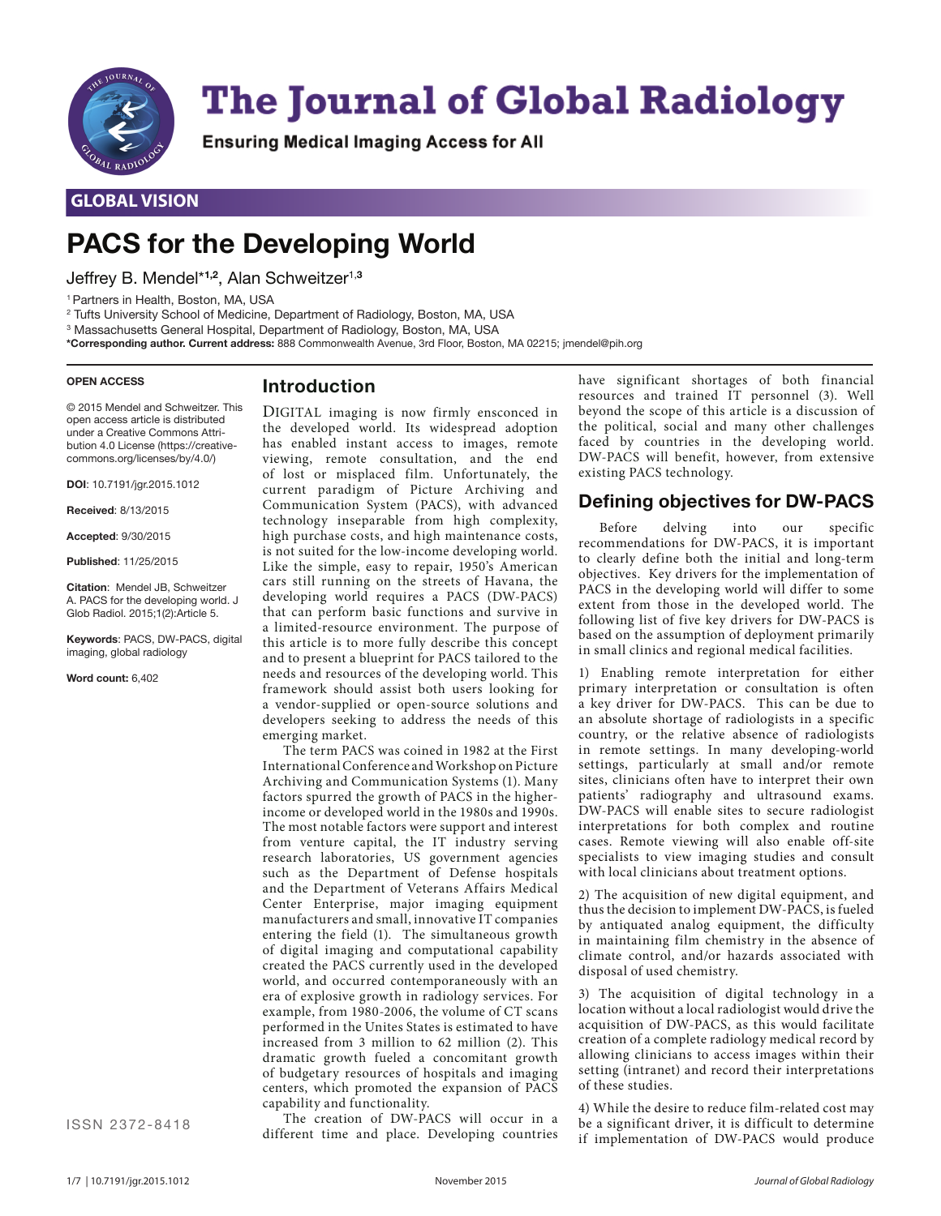# The Journal of Global Radiology

**Ensuring Medical Imaging Access for All**

## GLOBAL VISION

# PACS for the Developing World

Jeffrey B. Mendel*[1,2], Alan Schweitzer[1,3]

[1] Partners in Health, Boston, MA, USA
[2] Tufts University School of Medicine, Department of Radiology, Boston, MA, USA
[3] Massachusetts General Hospital, Department of Radiology, Boston, MA, USA
**\*Corresponding author. Current address:** 888 Commonwealth Avenue, 3rd Floor, Boston, MA 02215; jmendel@pih.org

**OPEN ACCESS**

© 2015 Mendel and Schweitzer. This open access article is distributed under a Creative Commons Attribution 4.0 License (https://creativecommons.org/licenses/by/4.0/)

**DOI**: 10.7191/jgr.2015.1012

**Received**: 8/13/2015

**Accepted**: 9/30/2015

**Published**: 11/25/2015

**Citation**: Mendel JB, Schweitzer A. PACS for the developing world. J Glob Radiol. 2015;1(2):Article 5.

**Keywords**: PACS, DW-PACS, digital imaging, global radiology

**Word count:** 6,402

ISSN 2372-8418

## Introduction

DIGITAL imaging is now firmly ensconced in the developed world. Its widespread adoption has enabled instant access to images, remote viewing, remote consultation, and the end of lost or misplaced film. Unfortunately, the current paradigm of Picture Archiving and Communication System (PACS), with advanced technology inseparable from high complexity, high purchase costs, and high maintenance costs, is not suited for the low-income developing world. Like the simple, easy to repair, 1950's American cars still running on the streets of Havana, the developing world requires a PACS (DW-PACS) that can perform basic functions and survive in a limited-resource environment. The purpose of this article is to more fully describe this concept and to present a blueprint for PACS tailored to the needs and resources of the developing world. This framework should assist both users looking for a vendor-supplied or open-source solutions and developers seeking to address the needs of this emerging market.

The term PACS was coined in 1982 at the First International Conference and Workshop on Picture Archiving and Communication Systems (1). Many factors spurred the growth of PACS in the higher-income or developed world in the 1980s and 1990s. The most notable factors were support and interest from venture capital, the IT industry serving research laboratories, US government agencies such as the Department of Defense hospitals and the Department of Veterans Affairs Medical Center Enterprise, major imaging equipment manufacturers and small, innovative IT companies entering the field (1). The simultaneous growth of digital imaging and computational capability created the PACS currently used in the developed world, and occurred contemporaneously with an era of explosive growth in radiology services. For example, from 1980-2006, the volume of CT scans performed in the Unites States is estimated to have increased from 3 million to 62 million (2). This dramatic growth fueled a concomitant growth of budgetary resources of hospitals and imaging centers, which promoted the expansion of PACS capability and functionality.

The creation of DW-PACS will occur in a different time and place. Developing countries have significant shortages of both financial resources and trained IT personnel (3). Well beyond the scope of this article is a discussion of the political, social and many other challenges faced by countries in the developing world. DW-PACS will benefit, however, from extensive existing PACS technology.

## Defining objectives for DW-PACS

Before delving into our specific recommendations for DW-PACS, it is important to clearly define both the initial and long-term objectives. Key drivers for the implementation of PACS in the developing world will differ to some extent from those in the developed world. The following list of five key drivers for DW-PACS is based on the assumption of deployment primarily in small clinics and regional medical facilities.

1) Enabling remote interpretation for either primary interpretation or consultation is often a key driver for DW-PACS. This can be due to an absolute shortage of radiologists in a specific country, or the relative absence of radiologists in remote settings. In many developing-world settings, particularly at small and/or remote sites, clinicians often have to interpret their own patients' radiography and ultrasound exams. DW-PACS will enable sites to secure radiologist interpretations for both complex and routine cases. Remote viewing will also enable off-site specialists to view imaging studies and consult with local clinicians about treatment options.

2) The acquisition of new digital equipment, and thus the decision to implement DW-PACS, is fueled by antiquated analog equipment, the difficulty in maintaining film chemistry in the absence of climate control, and/or hazards associated with disposal of used chemistry.

3) The acquisition of digital technology in a location without a local radiologist would drive the acquisition of DW-PACS, as this would facilitate creation of a complete radiology medical record by allowing clinicians to access images within their setting (intranet) and record their interpretations of these studies.

4) While the desire to reduce film-related cost may be a significant driver, it is difficult to determine if implementation of DW-PACS would produce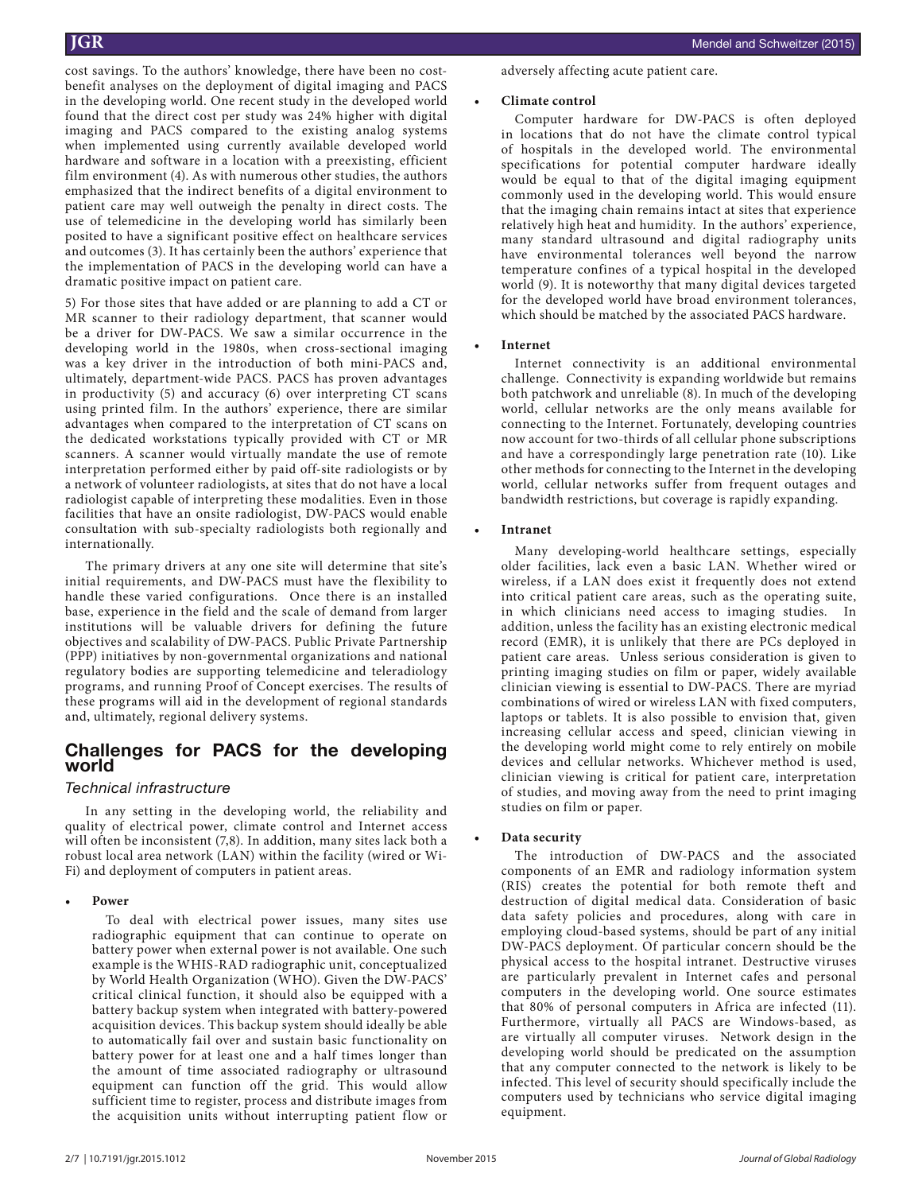cost savings. To the authors' knowledge, there have been no cost-benefit analyses on the deployment of digital imaging and PACS in the developing world. One recent study in the developed world found that the direct cost per study was 24% higher with digital imaging and PACS compared to the existing analog systems when implemented using currently available developed world hardware and software in a location with a preexisting, efficient film environment (4). As with numerous other studies, the authors emphasized that the indirect benefits of a digital environment to patient care may well outweigh the penalty in direct costs. The use of telemedicine in the developing world has similarly been posited to have a significant positive effect on healthcare services and outcomes (3). It has certainly been the authors' experience that the implementation of PACS in the developing world can have a dramatic positive impact on patient care.

5) For those sites that have added or are planning to add a CT or MR scanner to their radiology department, that scanner would be a driver for DW-PACS. We saw a similar occurrence in the developing world in the 1980s, when cross-sectional imaging was a key driver in the introduction of both mini-PACS and, ultimately, department-wide PACS. PACS has proven advantages in productivity (5) and accuracy (6) over interpreting CT scans using printed film. In the authors' experience, there are similar advantages when compared to the interpretation of CT scans on the dedicated workstations typically provided with CT or MR scanners. A scanner would virtually mandate the use of remote interpretation performed either by paid off-site radiologists or by a network of volunteer radiologists, at sites that do not have a local radiologist capable of interpreting these modalities. Even in those facilities that have an onsite radiologist, DW-PACS would enable consultation with sub-specialty radiologists both regionally and internationally.

The primary drivers at any one site will determine that site's initial requirements, and DW-PACS must have the flexibility to handle these varied configurations. Once there is an installed base, experience in the field and the scale of demand from larger institutions will be valuable drivers for defining the future objectives and scalability of DW-PACS. Public Private Partnership (PPP) initiatives by non-governmental organizations and national regulatory bodies are supporting telemedicine and teleradiology programs, and running Proof of Concept exercises. The results of these programs will aid in the development of regional standards and, ultimately, regional delivery systems.

## Challenges for PACS for the developing world

### *Technical infrastructure*

In any setting in the developing world, the reliability and quality of electrical power, climate control and Internet access will often be inconsistent (7,8). In addition, many sites lack both a robust local area network (LAN) within the facility (wired or Wi-Fi) and deployment of computers in patient areas.

- **Power**

  To deal with electrical power issues, many sites use radiographic equipment that can continue to operate on battery power when external power is not available. One such example is the WHIS-RAD radiographic unit, conceptualized by World Health Organization (WHO). Given the DW-PACS' critical clinical function, it should also be equipped with a battery backup system when integrated with battery-powered acquisition devices. This backup system should ideally be able to automatically fail over and sustain basic functionality on battery power for at least one and a half times longer than the amount of time associated radiography or ultrasound equipment can function off the grid. This would allow sufficient time to register, process and distribute images from the acquisition units without interrupting patient flow or adversely affecting acute patient care.

- **Climate control**

  Computer hardware for DW-PACS is often deployed in locations that do not have the climate control typical of hospitals in the developed world. The environmental specifications for potential computer hardware ideally would be equal to that of the digital imaging equipment commonly used in the developing world. This would ensure that the imaging chain remains intact at sites that experience relatively high heat and humidity. In the authors' experience, many standard ultrasound and digital radiography units have environmental tolerances well beyond the narrow temperature confines of a typical hospital in the developed world (9). It is noteworthy that many digital devices targeted for the developed world have broad environment tolerances, which should be matched by the associated PACS hardware.

- **Internet**

  Internet connectivity is an additional environmental challenge. Connectivity is expanding worldwide but remains both patchwork and unreliable (8). In much of the developing world, cellular networks are the only means available for connecting to the Internet. Fortunately, developing countries now account for two-thirds of all cellular phone subscriptions and have a correspondingly large penetration rate (10). Like other methods for connecting to the Internet in the developing world, cellular networks suffer from frequent outages and bandwidth restrictions, but coverage is rapidly expanding.

- **Intranet**

  Many developing-world healthcare settings, especially older facilities, lack even a basic LAN. Whether wired or wireless, if a LAN does exist it frequently does not extend into critical patient care areas, such as the operating suite, in which clinicians need access to imaging studies. In addition, unless the facility has an existing electronic medical record (EMR), it is unlikely that there are PCs deployed in patient care areas. Unless serious consideration is given to printing imaging studies on film or paper, widely available clinician viewing is essential to DW-PACS. There are myriad combinations of wired or wireless LAN with fixed computers, laptops or tablets. It is also possible to envision that, given increasing cellular access and speed, clinician viewing in the developing world might come to rely entirely on mobile devices and cellular networks. Whichever method is used, clinician viewing is critical for patient care, interpretation of studies, and moving away from the need to print imaging studies on film or paper.

- **Data security**

  The introduction of DW-PACS and the associated components of an EMR and radiology information system (RIS) creates the potential for both remote theft and destruction of digital medical data. Consideration of basic data safety policies and procedures, along with care in employing cloud-based systems, should be part of any initial DW-PACS deployment. Of particular concern should be the physical access to the hospital intranet. Destructive viruses are particularly prevalent in Internet cafes and personal computers in the developing world. One source estimates that 80% of personal computers in Africa are infected (11). Furthermore, virtually all PACS are Windows-based, as are virtually all computer viruses. Network design in the developing world should be predicated on the assumption that any computer connected to the network is likely to be infected. This level of security should specifically include the computers used by technicians who service digital imaging equipment.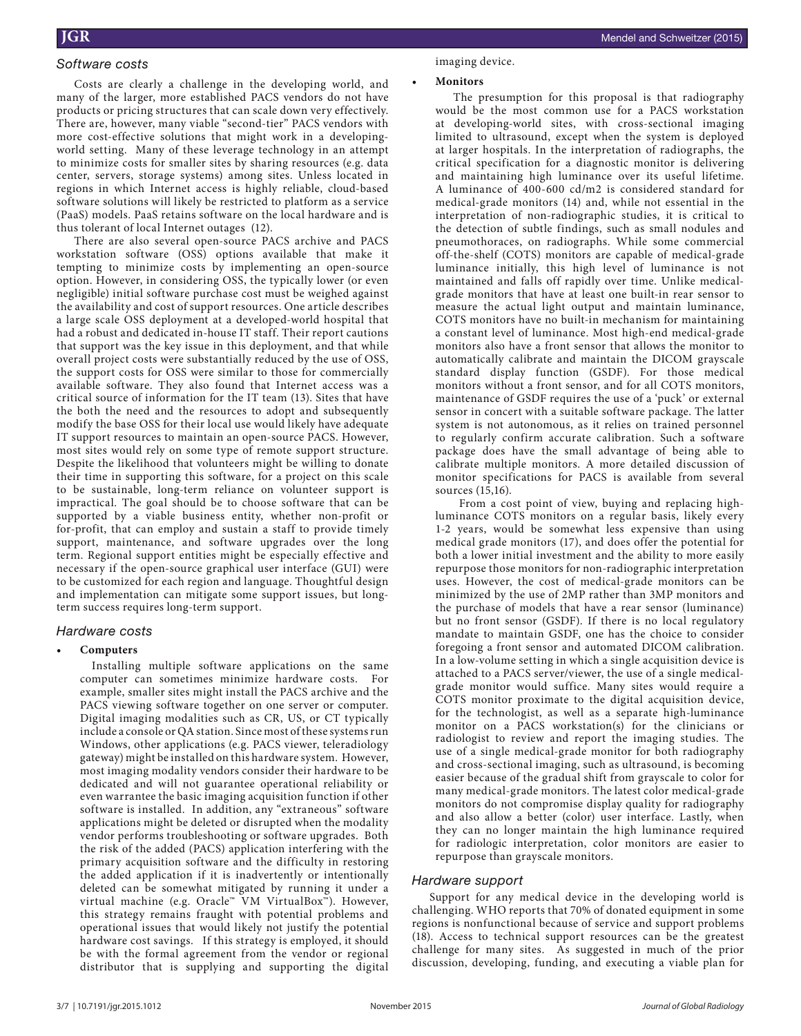### *Software costs*

Costs are clearly a challenge in the developing world, and many of the larger, more established PACS vendors do not have products or pricing structures that can scale down very effectively. There are, however, many viable "second-tier" PACS vendors with more cost-effective solutions that might work in a developing-world setting. Many of these leverage technology in an attempt to minimize costs for smaller sites by sharing resources (e.g. data center, servers, storage systems) among sites. Unless located in regions in which Internet access is highly reliable, cloud-based software solutions will likely be restricted to platform as a service (PaaS) models. PaaS retains software on the local hardware and is thus tolerant of local Internet outages (12).

There are also several open-source PACS archive and PACS workstation software (OSS) options available that make it tempting to minimize costs by implementing an open-source option. However, in considering OSS, the typically lower (or even negligible) initial software purchase cost must be weighed against the availability and cost of support resources. One article describes a large scale OSS deployment at a developed-world hospital that had a robust and dedicated in-house IT staff. Their report cautions that support was the key issue in this deployment, and that while overall project costs were substantially reduced by the use of OSS, the support costs for OSS were similar to those for commercially available software. They also found that Internet access was a critical source of information for the IT team (13). Sites that have the both the need and the resources to adopt and subsequently modify the base OSS for their local use would likely have adequate IT support resources to maintain an open-source PACS. However, most sites would rely on some type of remote support structure. Despite the likelihood that volunteers might be willing to donate their time in supporting this software, for a project on this scale to be sustainable, long-term reliance on volunteer support is impractical. The goal should be to choose software that can be supported by a viable business entity, whether non-profit or for-profit, that can employ and sustain a staff to provide timely support, maintenance, and software upgrades over the long term. Regional support entities might be especially effective and necessary if the open-source graphical user interface (GUI) were to be customized for each region and language. Thoughtful design and implementation can mitigate some support issues, but long-term success requires long-term support.

### *Hardware costs*

- **Computers**

  Installing multiple software applications on the same computer can sometimes minimize hardware costs. For example, smaller sites might install the PACS archive and the PACS viewing software together on one server or computer. Digital imaging modalities such as CR, US, or CT typically include a console or QA station. Since most of these systems run Windows, other applications (e.g. PACS viewer, teleradiology gateway) might be installed on this hardware system. However, most imaging modality vendors consider their hardware to be dedicated and will not guarantee operational reliability or even warrantee the basic imaging acquisition function if other software is installed. In addition, any "extraneous" software applications might be deleted or disrupted when the modality vendor performs troubleshooting or software upgrades. Both the risk of the added (PACS) application interfering with the primary acquisition software and the difficulty in restoring the added application if it is inadvertently or intentionally deleted can be somewhat mitigated by running it under a virtual machine (e.g. Oracle™ VM VirtualBox™). However, this strategy remains fraught with potential problems and operational issues that would likely not justify the potential hardware cost savings. If this strategy is employed, it should be with the formal agreement from the vendor or regional distributor that is supplying and supporting the digital imaging device.

- **Monitors**

  The presumption for this proposal is that radiography would be the most common use for a PACS workstation at developing-world sites, with cross-sectional imaging limited to ultrasound, except when the system is deployed at larger hospitals. In the interpretation of radiographs, the critical specification for a diagnostic monitor is delivering and maintaining high luminance over its useful lifetime. A luminance of 400-600 cd/m2 is considered standard for medical-grade monitors (14) and, while not essential in the interpretation of non-radiographic studies, it is critical to the detection of subtle findings, such as small nodules and pneumothoraces, on radiographs. While some commercial off-the-shelf (COTS) monitors are capable of medical-grade luminance initially, this high level of luminance is not maintained and falls off rapidly over time. Unlike medical-grade monitors that have at least one built-in rear sensor to measure the actual light output and maintain luminance, COTS monitors have no built-in mechanism for maintaining a constant level of luminance. Most high-end medical-grade monitors also have a front sensor that allows the monitor to automatically calibrate and maintain the DICOM grayscale standard display function (GSDF). For those medical monitors without a front sensor, and for all COTS monitors, maintenance of GSDF requires the use of a 'puck' or external sensor in concert with a suitable software package. The latter system is not autonomous, as it relies on trained personnel to regularly confirm accurate calibration. Such a software package does have the small advantage of being able to calibrate multiple monitors. A more detailed discussion of monitor specifications for PACS is available from several sources (15,16).

  From a cost point of view, buying and replacing high-luminance COTS monitors on a regular basis, likely every 1-2 years, would be somewhat less expensive than using medical grade monitors (17), and does offer the potential for both a lower initial investment and the ability to more easily repurpose those monitors for non-radiographic interpretation uses. However, the cost of medical-grade monitors can be minimized by the use of 2MP rather than 3MP monitors and the purchase of models that have a rear sensor (luminance) but no front sensor (GSDF). If there is no local regulatory mandate to maintain GSDF, one has the choice to consider foregoing a front sensor and automated DICOM calibration. In a low-volume setting in which a single acquisition device is attached to a PACS server/viewer, the use of a single medical-grade monitor would suffice. Many sites would require a COTS monitor proximate to the digital acquisition device, for the technologist, as well as a separate high-luminance monitor on a PACS workstation(s) for the clinicians or radiologist to review and report the imaging studies. The use of a single medical-grade monitor for both radiography and cross-sectional imaging, such as ultrasound, is becoming easier because of the gradual shift from grayscale to color for many medical-grade monitors. The latest color medical-grade monitors do not compromise display quality for radiography and also allow a better (color) user interface. Lastly, when they can no longer maintain the high luminance required for radiologic interpretation, color monitors are easier to repurpose than grayscale monitors.

### *Hardware support*

Support for any medical device in the developing world is challenging. WHO reports that 70% of donated equipment in some regions is nonfunctional because of service and support problems (18). Access to technical support resources can be the greatest challenge for many sites. As suggested in much of the prior discussion, developing, funding, and executing a viable plan for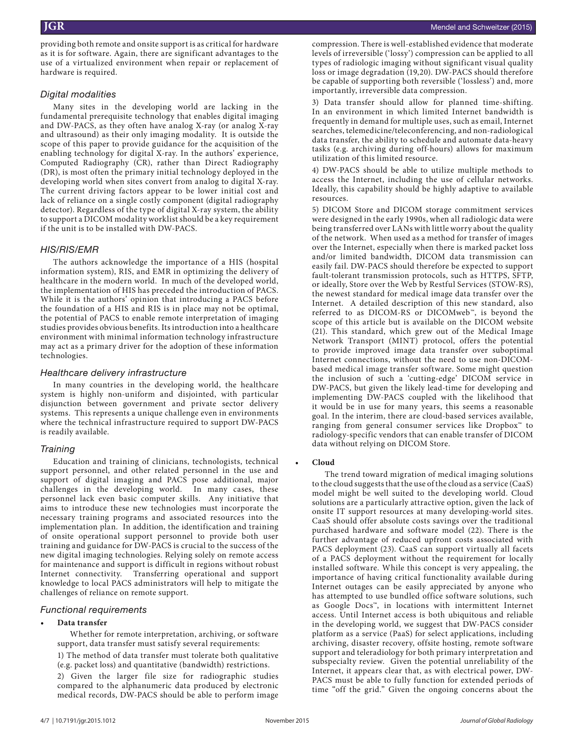providing both remote and onsite support is as critical for hardware as it is for software. Again, there are significant advantages to the use of a virtualized environment when repair or replacement of hardware is required.

### Digital modalities

Many sites in the developing world are lacking in the fundamental prerequisite technology that enables digital imaging and DW-PACS, as they often have analog X-ray (or analog X-ray and ultrasound) as their only imaging modality. It is outside the scope of this paper to provide guidance for the acquisition of the enabling technology for digital X-ray. In the authors' experience, Computed Radiography (CR), rather than Direct Radiography (DR), is most often the primary initial technology deployed in the developing world when sites convert from analog to digital X-ray. The current driving factors appear to be lower initial cost and lack of reliance on a single costly component (digital radiography detector). Regardless of the type of digital X-ray system, the ability to support a DICOM modality worklist should be a key requirement if the unit is to be installed with DW-PACS.

### HIS/RIS/EMR

The authors acknowledge the importance of a HIS (hospital information system), RIS, and EMR in optimizing the delivery of healthcare in the modern world. In much of the developed world, the implementation of HIS has preceded the introduction of PACS. While it is the authors' opinion that introducing a PACS before the foundation of a HIS and RIS is in place may not be optimal, the potential of PACS to enable remote interpretation of imaging studies provides obvious benefits. Its introduction into a healthcare environment with minimal information technology infrastructure may act as a primary driver for the adoption of these information technologies.

### Healthcare delivery infrastructure

In many countries in the developing world, the healthcare system is highly non-uniform and disjointed, with particular disjunction between government and private sector delivery systems. This represents a unique challenge even in environments where the technical infrastructure required to support DW-PACS is readily available.

### Training

Education and training of clinicians, technologists, technical support personnel, and other related personnel in the use and support of digital imaging and PACS pose additional, major challenges in the developing world. In many cases, these personnel lack even basic computer skills. Any initiative that aims to introduce these new technologies must incorporate the necessary training programs and associated resources into the implementation plan. In addition, the identification and training of onsite operational support personnel to provide both user training and guidance for DW-PACS is crucial to the success of the new digital imaging technologies. Relying solely on remote access for maintenance and support is difficult in regions without robust Internet connectivity. Transferring operational and support knowledge to local PACS administrators will help to mitigate the challenges of reliance on remote support.

### Functional requirements

- **Data transfer**

Whether for remote interpretation, archiving, or software support, data transfer must satisfy several requirements:

1) The method of data transfer must tolerate both qualitative (e.g. packet loss) and quantitative (bandwidth) restrictions.

2) Given the larger file size for radiographic studies compared to the alphanumeric data produced by electronic medical records, DW-PACS should be able to perform image compression. There is well-established evidence that moderate levels of irreversible ('lossy') compression can be applied to all types of radiologic imaging without significant visual quality loss or image degradation (19,20). DW-PACS should therefore be capable of supporting both reversible ('lossless') and, more importantly, irreversible data compression.

3) Data transfer should allow for planned time-shifting. In an environment in which limited Internet bandwidth is frequently in demand for multiple uses, such as email, Internet searches, telemedicine/teleconferencing, and non-radiological data transfer, the ability to schedule and automate data-heavy tasks (e.g. archiving during off-hours) allows for maximum utilization of this limited resource.

4) DW-PACS should be able to utilize multiple methods to access the Internet, including the use of cellular networks. Ideally, this capability should be highly adaptive to available resources.

5) DICOM Store and DICOM storage commitment services were designed in the early 1990s, when all radiologic data were being transferred over LANs with little worry about the quality of the network. When used as a method for transfer of images over the Internet, especially when there is marked packet loss and/or limited bandwidth, DICOM data transmission can easily fail. DW-PACS should therefore be expected to support fault-tolerant transmission protocols, such as HTTPS, SFTP, or ideally, Store over the Web by Restful Services (STOW-RS), the newest standard for medical image data transfer over the Internet. A detailed description of this new standard, also referred to as DICOM-RS or DICOMweb™, is beyond the scope of this article but is available on the DICOM website (21). This standard, which grew out of the Medical Image Network Transport (MINT) protocol, offers the potential to provide improved image data transfer over suboptimal Internet connections, without the need to use non-DICOM-based medical image transfer software. Some might question the inclusion of such a 'cutting-edge' DICOM service in DW-PACS, but given the likely lead-time for developing and implementing DW-PACS coupled with the likelihood that it would be in use for many years, this seems a reasonable goal. In the interim, there are cloud-based services available, ranging from general consumer services like Dropbox™ to radiology-specific vendors that can enable transfer of DICOM data without relying on DICOM Store.

- **Cloud**

The trend toward migration of medical imaging solutions to the cloud suggests that the use of the cloud as a service (CaaS) model might be well suited to the developing world. Cloud solutions are a particularly attractive option, given the lack of onsite IT support resources at many developing-world sites. CaaS should offer absolute costs savings over the traditional purchased hardware and software model (22). There is the further advantage of reduced upfront costs associated with PACS deployment (23). CaaS can support virtually all facets of a PACS deployment without the requirement for locally installed software. While this concept is very appealing, the importance of having critical functionality available during Internet outages can be easily appreciated by anyone who has attempted to use bundled office software solutions, such as Google Docs™, in locations with intermittent Internet access. Until Internet access is both ubiquitous and reliable in the developing world, we suggest that DW-PACS consider platform as a service (PaaS) for select applications, including archiving, disaster recovery, offsite hosting, remote software support and teleradiology for both primary interpretation and subspecialty review. Given the potential unreliability of the Internet, it appears clear that, as with electrical power, DW-PACS must be able to fully function for extended periods of time "off the grid." Given the ongoing concerns about the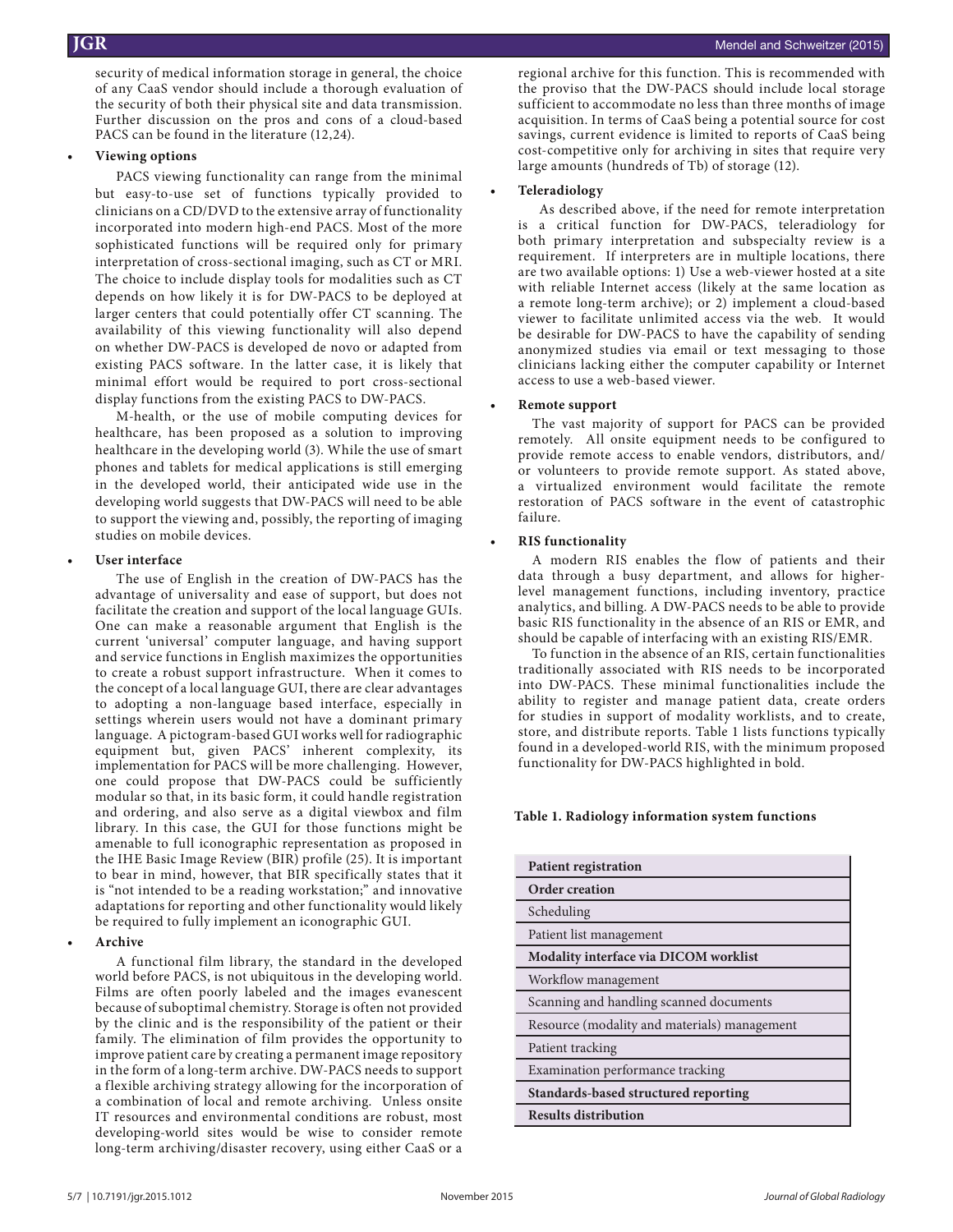security of medical information storage in general, the choice of any CaaS vendor should include a thorough evaluation of the security of both their physical site and data transmission. Further discussion on the pros and cons of a cloud-based PACS can be found in the literature (12,24).

- **Viewing options**

  PACS viewing functionality can range from the minimal but easy-to-use set of functions typically provided to clinicians on a CD/DVD to the extensive array of functionality incorporated into modern high-end PACS. Most of the more sophisticated functions will be required only for primary interpretation of cross-sectional imaging, such as CT or MRI. The choice to include display tools for modalities such as CT depends on how likely it is for DW-PACS to be deployed at larger centers that could potentially offer CT scanning. The availability of this viewing functionality will also depend on whether DW-PACS is developed de novo or adapted from existing PACS software. In the latter case, it is likely that minimal effort would be required to port cross-sectional display functions from the existing PACS to DW-PACS.

  M-health, or the use of mobile computing devices for healthcare, has been proposed as a solution to improving healthcare in the developing world (3). While the use of smart phones and tablets for medical applications is still emerging in the developed world, their anticipated wide use in the developing world suggests that DW-PACS will need to be able to support the viewing and, possibly, the reporting of imaging studies on mobile devices.

- **User interface**

  The use of English in the creation of DW-PACS has the advantage of universality and ease of support, but does not facilitate the creation and support of the local language GUIs. One can make a reasonable argument that English is the current 'universal' computer language, and having support and service functions in English maximizes the opportunities to create a robust support infrastructure. When it comes to the concept of a local language GUI, there are clear advantages to adopting a non-language based interface, especially in settings wherein users would not have a dominant primary language. A pictogram-based GUI works well for radiographic equipment but, given PACS' inherent complexity, its implementation for PACS will be more challenging. However, one could propose that DW-PACS could be sufficiently modular so that, in its basic form, it could handle registration and ordering, and also serve as a digital viewbox and film library. In this case, the GUI for those functions might be amenable to full iconographic representation as proposed in the IHE Basic Image Review (BIR) profile (25). It is important to bear in mind, however, that BIR specifically states that it is "not intended to be a reading workstation;" and innovative adaptations for reporting and other functionality would likely be required to fully implement an iconographic GUI.

- **Archive**

  A functional film library, the standard in the developed world before PACS, is not ubiquitous in the developing world. Films are often poorly labeled and the images evanescent because of suboptimal chemistry. Storage is often not provided by the clinic and is the responsibility of the patient or their family. The elimination of film provides the opportunity to improve patient care by creating a permanent image repository in the form of a long-term archive. DW-PACS needs to support a flexible archiving strategy allowing for the incorporation of a combination of local and remote archiving. Unless onsite IT resources and environmental conditions are robust, most developing-world sites would be wise to consider remote long-term archiving/disaster recovery, using either CaaS or a regional archive for this function. This is recommended with the proviso that the DW-PACS should include local storage sufficient to accommodate no less than three months of image acquisition. In terms of CaaS being a potential source for cost savings, current evidence is limited to reports of CaaS being cost-competitive only for archiving in sites that require very large amounts (hundreds of Tb) of storage (12).

- **Teleradiology**

  As described above, if the need for remote interpretation is a critical function for DW-PACS, teleradiology for both primary interpretation and subspecialty review is a requirement. If interpreters are in multiple locations, there are two available options: 1) Use a web-viewer hosted at a site with reliable Internet access (likely at the same location as a remote long-term archive); or 2) implement a cloud-based viewer to facilitate unlimited access via the web. It would be desirable for DW-PACS to have the capability of sending anonymized studies via email or text messaging to those clinicians lacking either the computer capability or Internet access to use a web-based viewer.

- **Remote support**

  The vast majority of support for PACS can be provided remotely. All onsite equipment needs to be configured to provide remote access to enable vendors, distributors, and/or volunteers to provide remote support. As stated above, a virtualized environment would facilitate the remote restoration of PACS software in the event of catastrophic failure.

- **RIS functionality**

  A modern RIS enables the flow of patients and their data through a busy department, and allows for higher-level management functions, including inventory, practice analytics, and billing. A DW-PACS needs to be able to provide basic RIS functionality in the absence of an RIS or EMR, and should be capable of interfacing with an existing RIS/EMR.

  To function in the absence of an RIS, certain functionalities traditionally associated with RIS needs to be incorporated into DW-PACS. These minimal functionalities include the ability to register and manage patient data, create orders for studies in support of modality worklists, and to create, store, and distribute reports. Table 1 lists functions typically found in a developed-world RIS, with the minimum proposed functionality for DW-PACS highlighted in bold.

**Table 1. Radiology information system functions**

| Function |
|---|
| **Patient registration** |
| **Order creation** |
| Scheduling |
| Patient list management |
| **Modality interface via DICOM worklist** |
| Workflow management |
| Scanning and handling scanned documents |
| Resource (modality and materials) management |
| Patient tracking |
| Examination performance tracking |
| **Standards-based structured reporting** |
| **Results distribution** |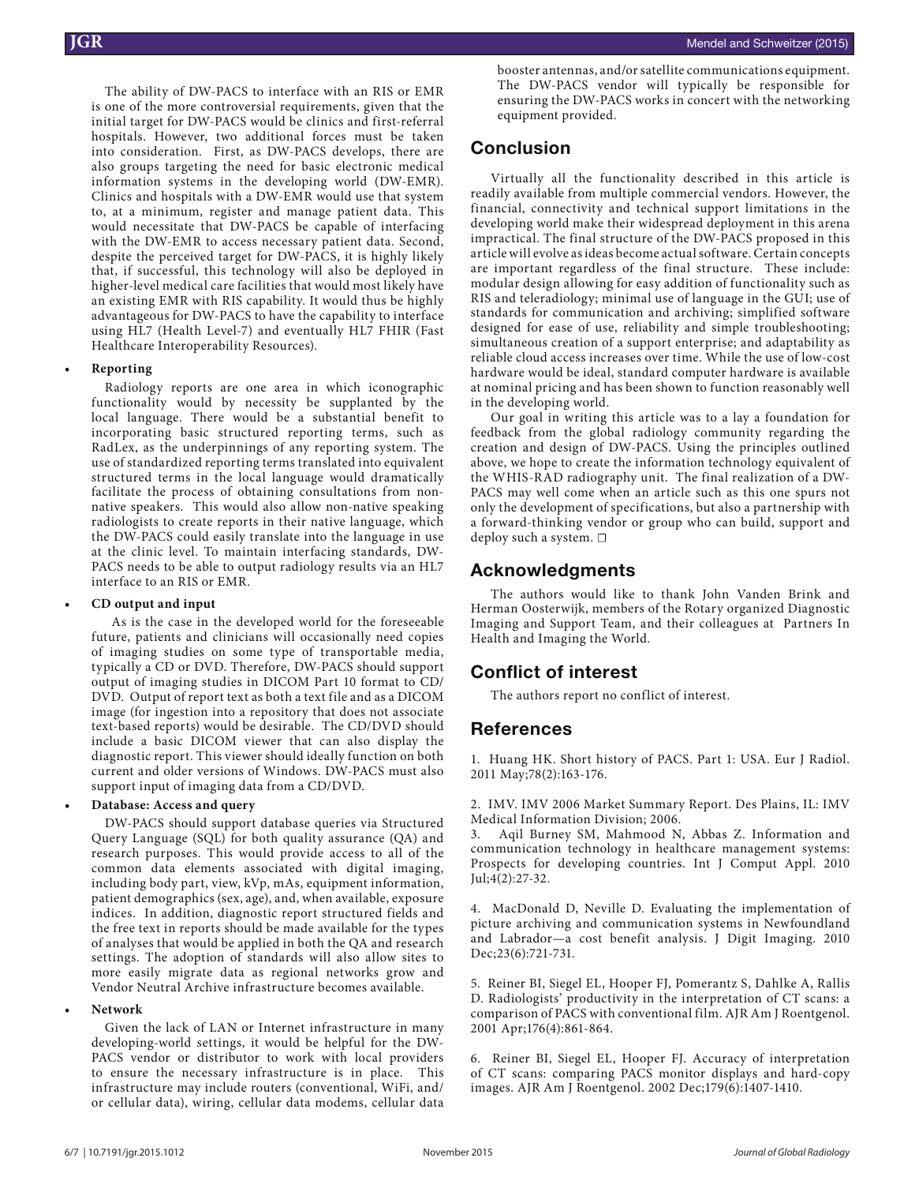The ability of DW-PACS to interface with an RIS or EMR is one of the more controversial requirements, given that the initial target for DW-PACS would be clinics and first-referral hospitals. However, two additional forces must be taken into consideration. First, as DW-PACS develops, there are also groups targeting the need for basic electronic medical information systems in the developing world (DW-EMR). Clinics and hospitals with a DW-EMR would use that system to, at a minimum, register and manage patient data. This would necessitate that DW-PACS be capable of interfacing with the DW-EMR to access necessary patient data. Second, despite the perceived target for DW-PACS, it is highly likely that, if successful, this technology will also be deployed in higher-level medical care facilities that would most likely have an existing EMR with RIS capability. It would thus be highly advantageous for DW-PACS to have the capability to interface using HL7 (Health Level-7) and eventually HL7 FHIR (Fast Healthcare Interoperability Resources).

- **Reporting**

  Radiology reports are one area in which iconographic functionality would by necessity be supplanted by the local language. There would be a substantial benefit to incorporating basic structured reporting terms, such as RadLex, as the underpinnings of any reporting system. The use of standardized reporting terms translated into equivalent structured terms in the local language would dramatically facilitate the process of obtaining consultations from non-native speakers. This would also allow non-native speaking radiologists to create reports in their native language, which the DW-PACS could easily translate into the language in use at the clinic level. To maintain interfacing standards, DW-PACS needs to be able to output radiology results via an HL7 interface to an RIS or EMR.

- **CD output and input**

  As is the case in the developed world for the foreseeable future, patients and clinicians will occasionally need copies of imaging studies on some type of transportable media, typically a CD or DVD. Therefore, DW-PACS should support output of imaging studies in DICOM Part 10 format to CD/DVD. Output of report text as both a text file and as a DICOM image (for ingestion into a repository that does not associate text-based reports) would be desirable. The CD/DVD should include a basic DICOM viewer that can also display the diagnostic report. This viewer should ideally function on both current and older versions of Windows. DW-PACS must also support input of imaging data from a CD/DVD.

- **Database: Access and query**

  DW-PACS should support database queries via Structured Query Language (SQL) for both quality assurance (QA) and research purposes. This would provide access to all of the common data elements associated with digital imaging, including body part, view, kVp, mAs, equipment information, patient demographics (sex, age), and, when available, exposure indices. In addition, diagnostic report structured fields and the free text in reports should be made available for the types of analyses that would be applied in both the QA and research settings. The adoption of standards will also allow sites to more easily migrate data as regional networks grow and Vendor Neutral Archive infrastructure becomes available.

- **Network**

  Given the lack of LAN or Internet infrastructure in many developing-world settings, it would be helpful for the DW-PACS vendor or distributor to work with local providers to ensure the necessary infrastructure is in place. This infrastructure may include routers (conventional, WiFi, and/or cellular data), wiring, cellular data modems, cellular data booster antennas, and/or satellite communications equipment. The DW-PACS vendor will typically be responsible for ensuring the DW-PACS works in concert with the networking equipment provided.

## Conclusion

Virtually all the functionality described in this article is readily available from multiple commercial vendors. However, the financial, connectivity and technical support limitations in the developing world make their widespread deployment in this arena impractical. The final structure of the DW-PACS proposed in this article will evolve as ideas become actual software. Certain concepts are important regardless of the final structure. These include: modular design allowing for easy addition of functionality such as RIS and teleradiology; minimal use of language in the GUI; use of standards for communication and archiving; simplified software designed for ease of use, reliability and simple troubleshooting; simultaneous creation of a support enterprise; and adaptability as reliable cloud access increases over time. While the use of low-cost hardware would be ideal, standard computer hardware is available at nominal pricing and has been shown to function reasonably well in the developing world.

Our goal in writing this article was to a lay a foundation for feedback from the global radiology community regarding the creation and design of DW-PACS. Using the principles outlined above, we hope to create the information technology equivalent of the WHIS-RAD radiography unit. The final realization of a DW-PACS may well come when an article such as this one spurs not only the development of specifications, but also a partnership with a forward-thinking vendor or group who can build, support and deploy such a system. ❒

## Acknowledgments

The authors would like to thank John Vanden Brink and Herman Oosterwijk, members of the Rotary organized Diagnostic Imaging and Support Team, and their colleagues at Partners In Health and Imaging the World.

## Conflict of interest

The authors report no conflict of interest.

## References

1. Huang HK. Short history of PACS. Part 1: USA. Eur J Radiol. 2011 May;78(2):163-176.

2. IMV. IMV 2006 Market Summary Report. Des Plains, IL: IMV Medical Information Division; 2006.

3. Aqil Burney SM, Mahmood N, Abbas Z. Information and communication technology in healthcare management systems: Prospects for developing countries. Int J Comput Appl. 2010 Jul;4(2):27-32.

4. MacDonald D, Neville D. Evaluating the implementation of picture archiving and communication systems in Newfoundland and Labrador—a cost benefit analysis. J Digit Imaging. 2010 Dec;23(6):721-731.

5. Reiner BI, Siegel EL, Hooper FJ, Pomerantz S, Dahlke A, Rallis D. Radiologists' productivity in the interpretation of CT scans: a comparison of PACS with conventional film. AJR Am J Roentgenol. 2001 Apr;176(4):861-864.

6. Reiner BI, Siegel EL, Hooper FJ. Accuracy of interpretation of CT scans: comparing PACS monitor displays and hard-copy images. AJR Am J Roentgenol. 2002 Dec;179(6):1407-1410.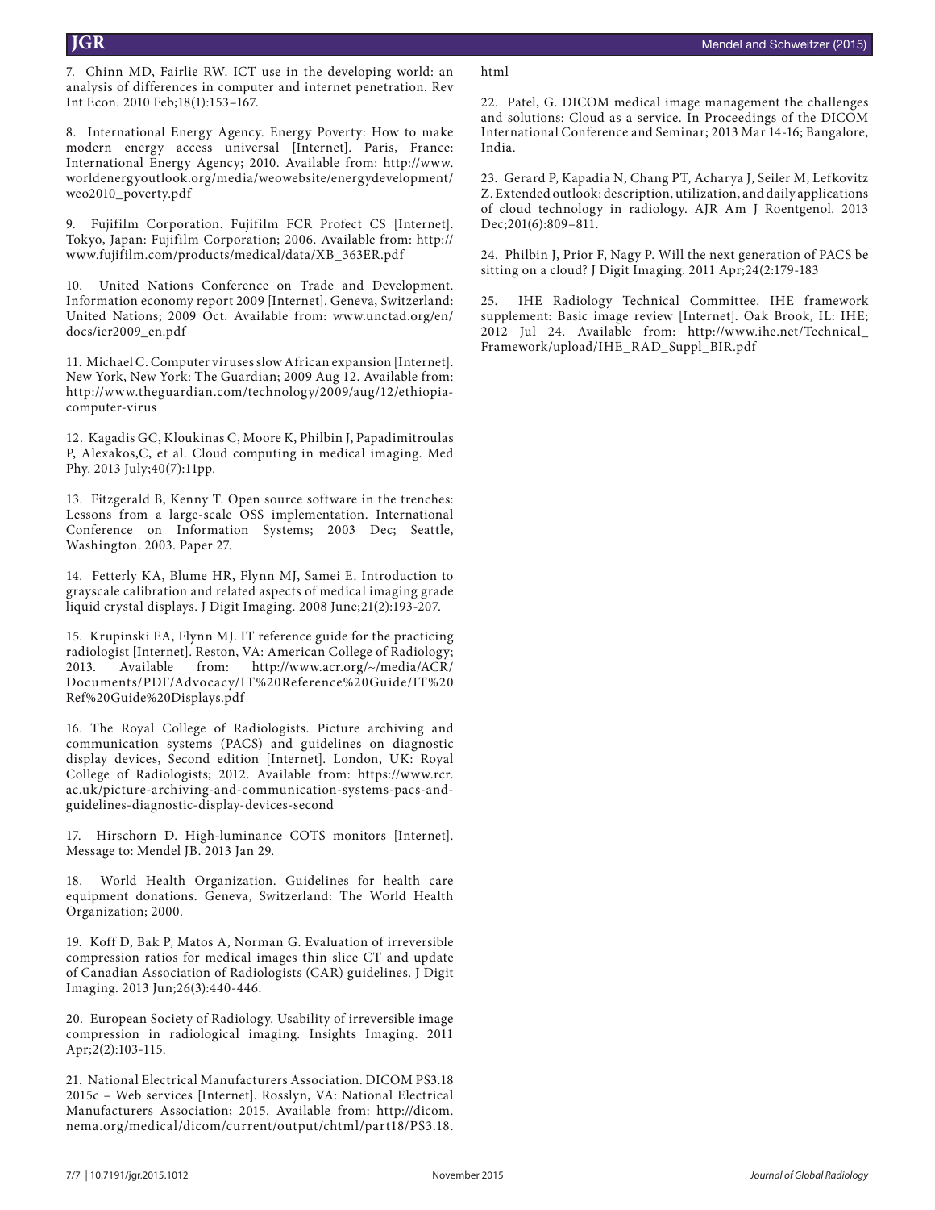7. Chinn MD, Fairlie RW. ICT use in the developing world: an analysis of differences in computer and internet penetration. Rev Int Econ. 2010 Feb;18(1):153–167.

8. International Energy Agency. Energy Poverty: How to make modern energy access universal [Internet]. Paris, France: International Energy Agency; 2010. Available from: http://www.worldenergyoutlook.org/media/weowebsite/energydevelopment/weo2010_poverty.pdf

9. Fujifilm Corporation. Fujifilm FCR Profect CS [Internet]. Tokyo, Japan: Fujifilm Corporation; 2006. Available from: http://www.fujifilm.com/products/medical/data/XB_363ER.pdf

10. United Nations Conference on Trade and Development. Information economy report 2009 [Internet]. Geneva, Switzerland: United Nations; 2009 Oct. Available from: www.unctad.org/en/docs/ier2009_en.pdf

11. Michael C. Computer viruses slow African expansion [Internet]. New York, New York: The Guardian; 2009 Aug 12. Available from: http://www.theguardian.com/technology/2009/aug/12/ethiopia-computer-virus

12. Kagadis GC, Kloukinas C, Moore K, Philbin J, Papadimitroulas P, Alexakos,C, et al. Cloud computing in medical imaging. Med Phy. 2013 July;40(7):11pp.

13. Fitzgerald B, Kenny T. Open source software in the trenches: Lessons from a large-scale OSS implementation. International Conference on Information Systems; 2003 Dec; Seattle, Washington. 2003. Paper 27.

14. Fetterly KA, Blume HR, Flynn MJ, Samei E. Introduction to grayscale calibration and related aspects of medical imaging grade liquid crystal displays. J Digit Imaging. 2008 June;21(2):193-207.

15. Krupinski EA, Flynn MJ. IT reference guide for the practicing radiologist [Internet]. Reston, VA: American College of Radiology; 2013. Available from: http://www.acr.org/~/media/ACR/Documents/PDF/Advocacy/IT%20Reference%20Guide/IT%20Ref%20Guide%20Displays.pdf

16. The Royal College of Radiologists. Picture archiving and communication systems (PACS) and guidelines on diagnostic display devices, Second edition [Internet]. London, UK: Royal College of Radiologists; 2012. Available from: https://www.rcr.ac.uk/picture-archiving-and-communication-systems-pacs-and-guidelines-diagnostic-display-devices-second

17. Hirschorn D. High-luminance COTS monitors [Internet]. Message to: Mendel JB. 2013 Jan 29.

18. World Health Organization. Guidelines for health care equipment donations. Geneva, Switzerland: The World Health Organization; 2000.

19. Koff D, Bak P, Matos A, Norman G. Evaluation of irreversible compression ratios for medical images thin slice CT and update of Canadian Association of Radiologists (CAR) guidelines. J Digit Imaging. 2013 Jun;26(3):440-446.

20. European Society of Radiology. Usability of irreversible image compression in radiological imaging. Insights Imaging. 2011 Apr;2(2):103-115.

21. National Electrical Manufacturers Association. DICOM PS3.18 2015c – Web services [Internet]. Rosslyn, VA: National Electrical Manufacturers Association; 2015. Available from: http://dicom.nema.org/medical/dicom/current/output/chtml/part18/PS3.18.html

22. Patel, G. DICOM medical image management the challenges and solutions: Cloud as a service. In Proceedings of the DICOM International Conference and Seminar; 2013 Mar 14-16; Bangalore, India.

23. Gerard P, Kapadia N, Chang PT, Acharya J, Seiler M, Lefkovitz Z. Extended outlook: description, utilization, and daily applications of cloud technology in radiology. AJR Am J Roentgenol. 2013 Dec;201(6):809–811.

24. Philbin J, Prior F, Nagy P. Will the next generation of PACS be sitting on a cloud? J Digit Imaging. 2011 Apr;24(2:179-183

25. IHE Radiology Technical Committee. IHE framework supplement: Basic image review [Internet]. Oak Brook, IL: IHE; 2012 Jul 24. Available from: http://www.ihe.net/Technical_Framework/upload/IHE_RAD_Suppl_BIR.pdf